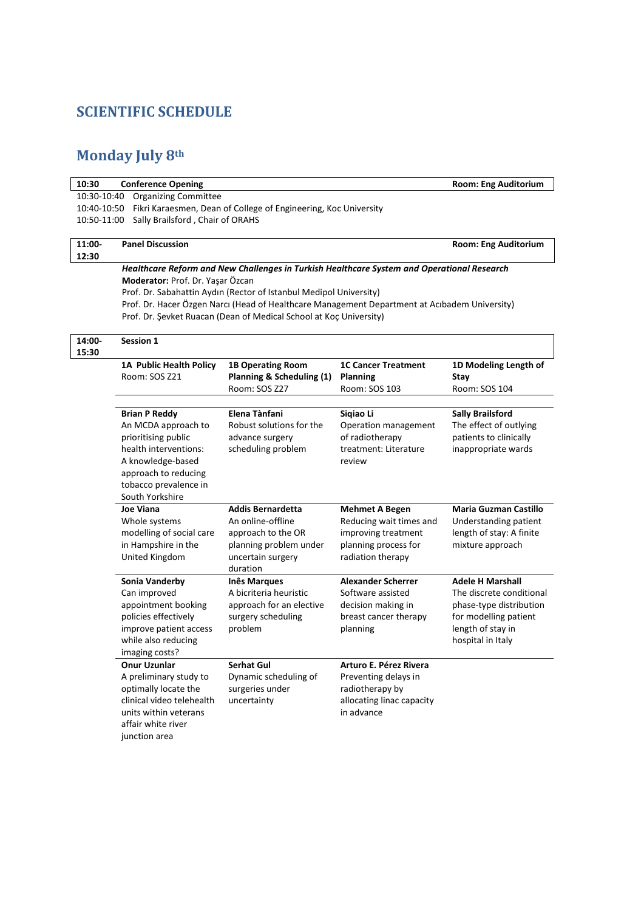# SCIENTIFIC SCHEDULE

## Monday July 8th

| 10:30 | Conference Opening | Room: Eng Auditorium |
|---|---|---|
| 10:30-10:40 | Organizing Committee | |
| 10:40-10:50 | Fikri Karaesmen, Dean of College of Engineering, Koc University | |
| 10:50-11:00 | Sally Brailsford , Chair of ORAHS | |

| 11:00-12:30 | Panel Discussion | Room: Eng Auditorium |
|---|---|---|

***Healthcare Reform and New Challenges in Turkish Healthcare System and Operational Research***

**Moderator:** Prof. Dr. Yaşar Özcan

Prof. Dr. Sabahattin Aydın (Rector of Istanbul Medipol University)

Prof. Dr. Hacer Özgen Narcı (Head of Healthcare Management Department at Acıbadem University)

Prof. Dr. Şevket Ruacan (Dean of Medical School at Koç University)

| 14:00-15:30 | Session 1 |
|---|---|

| **1A Public Health Policy** Room: SOS Z21 | **1B Operating Room Planning & Scheduling (1)** Room: SOS Z27 | **1C Cancer Treatment Planning** Room: SOS 103 | **1D Modeling Length of Stay** Room: SOS 104 |
|---|---|---|---|
| **Brian P Reddy** An MCDA approach to prioritising public health interventions: A knowledge-based approach to reducing tobacco prevalence in South Yorkshire | **Elena Tànfani** Robust solutions for the advance surgery scheduling problem | **Siqiao Li** Operation management of radiotherapy treatment: Literature review | **Sally Brailsford** The effect of outlying patients to clinically inappropriate wards |
| **Joe Viana** Whole systems modelling of social care in Hampshire in the United Kingdom | **Addis Bernardetta** An online-offline approach to the OR planning problem under uncertain surgery duration | **Mehmet A Begen** Reducing wait times and improving treatment planning process for radiation therapy | **Maria Guzman Castillo** Understanding patient length of stay: A finite mixture approach |
| **Sonia Vanderby** Can improved appointment booking policies effectively improve patient access while also reducing imaging costs? | **Inês Marques** A bicriteria heuristic approach for an elective surgery scheduling problem | **Alexander Scherrer** Software assisted decision making in breast cancer therapy planning | **Adele H Marshall** The discrete conditional phase-type distribution for modelling patient length of stay in hospital in Italy |
| **Onur Uzunlar** A preliminary study to optimally locate the clinical video telehealth units within veterans affair white river junction area | **Serhat Gul** Dynamic scheduling of surgeries under uncertainty | **Arturo E. Pérez Rivera** Preventing delays in radiotherapy by allocating linac capacity in advance | |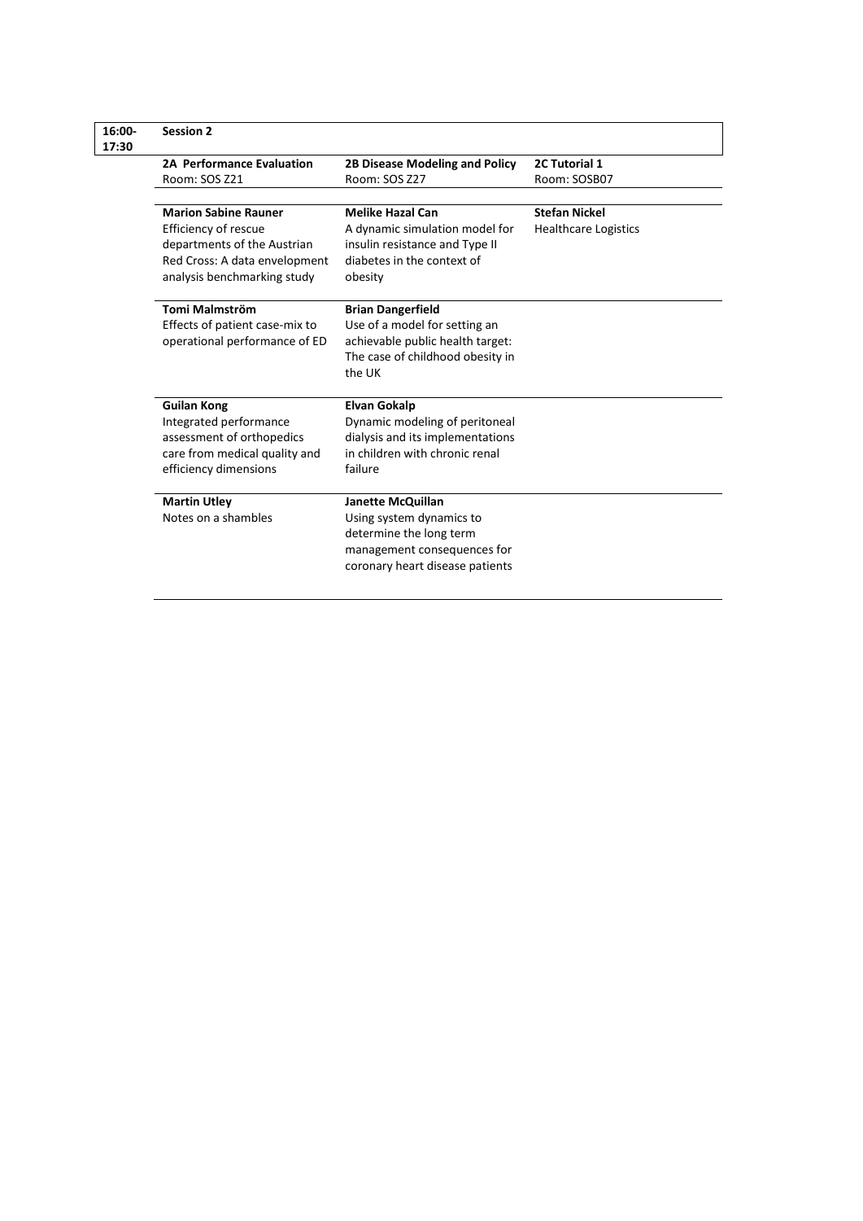| 16:00-17:30 | **Session 2** | | |
|---|---|---|---|
| | **2A Performance Evaluation**<br>Room: SOS Z21 | **2B Disease Modeling and Policy**<br>Room: SOS Z27 | **2C Tutorial 1**<br>Room: SOSB07 |
| | **Marion Sabine Rauner**<br>Efficiency of rescue departments of the Austrian Red Cross: A data envelopment analysis benchmarking study | **Melike Hazal Can**<br>A dynamic simulation model for insulin resistance and Type II diabetes in the context of obesity | **Stefan Nickel**<br>Healthcare Logistics |
| | **Tomi Malmström**<br>Effects of patient case-mix to operational performance of ED | **Brian Dangerfield**<br>Use of a model for setting an achievable public health target: The case of childhood obesity in the UK | |
| | **Guilan Kong**<br>Integrated performance assessment of orthopedics care from medical quality and efficiency dimensions | **Elvan Gokalp**<br>Dynamic modeling of peritoneal dialysis and its implementations in children with chronic renal failure | |
| | **Martin Utley**<br>Notes on a shambles | **Janette McQuillan**<br>Using system dynamics to determine the long term management consequences for coronary heart disease patients | |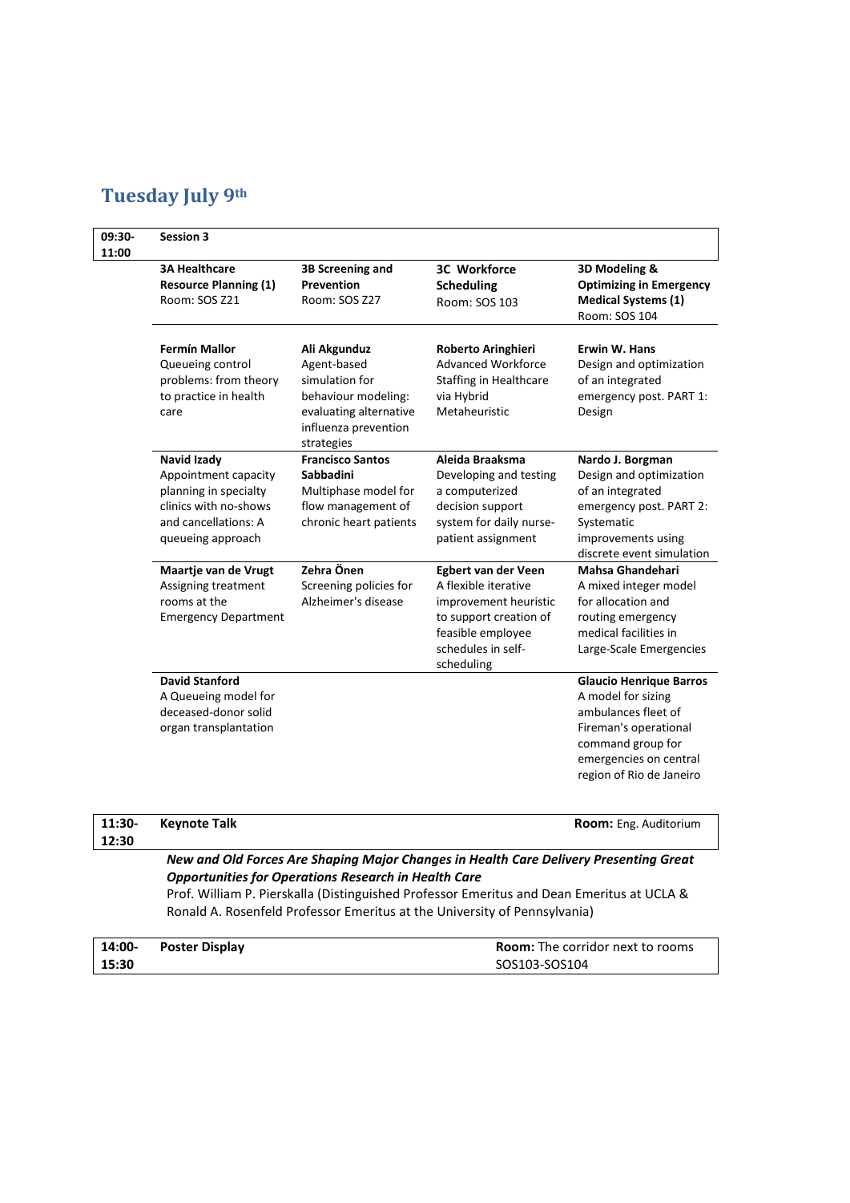## Tuesday July 9th

| 09:30-11:00 | Session 3 | | | |
|---|---|---|---|---|
| | **3A Healthcare Resource Planning (1)** Room: SOS Z21 | **3B Screening and Prevention** Room: SOS Z27 | **3C Workforce Scheduling** Room: SOS 103 | **3D Modeling & Optimizing in Emergency Medical Systems (1)** Room: SOS 104 |
| | **Fermín Mallor** Queueing control problems: from theory to practice in health care | **Ali Akgunduz** Agent-based simulation for behaviour modeling: evaluating alternative influenza prevention strategies | **Roberto Aringhieri** Advanced Workforce Staffing in Healthcare via Hybrid Metaheuristic | **Erwin W. Hans** Design and optimization of an integrated emergency post. PART 1: Design |
| | **Navid Izady** Appointment capacity planning in specialty clinics with no-shows and cancellations: A queueing approach | **Francisco Santos Sabbadini** Multiphase model for flow management of chronic heart patients | **Aleida Braaksma** Developing and testing a computerized decision support system for daily nurse-patient assignment | **Nardo J. Borgman** Design and optimization of an integrated emergency post. PART 2: Systematic improvements using discrete event simulation |
| | **Maartje van de Vrugt** Assigning treatment rooms at the Emergency Department | **Zehra Önen** Screening policies for Alzheimer's disease | **Egbert van der Veen** A flexible iterative improvement heuristic to support creation of feasible employee schedules in self-scheduling | **Mahsa Ghandehari** A mixed integer model for allocation and routing emergency medical facilities in Large-Scale Emergencies |
| | **David Stanford** A Queueing model for deceased-donor solid organ transplantation | | | **Glaucio Henrique Barros** A model for sizing ambulances fleet of Fireman's operational command group for emergencies on central region of Rio de Janeiro |

| 11:30-12:30 | **Keynote Talk** | **Room:** Eng. Auditorium |
|---|---|---|

***New and Old Forces Are Shaping Major Changes in Health Care Delivery Presenting Great Opportunities for Operations Research in Health Care***

Prof. William P. Pierskalla (Distinguished Professor Emeritus and Dean Emeritus at UCLA & Ronald A. Rosenfeld Professor Emeritus at the University of Pennsylvania)

| 14:00-15:30 | **Poster Display** | **Room:** The corridor next to rooms SOS103-SOS104 |
|---|---|---|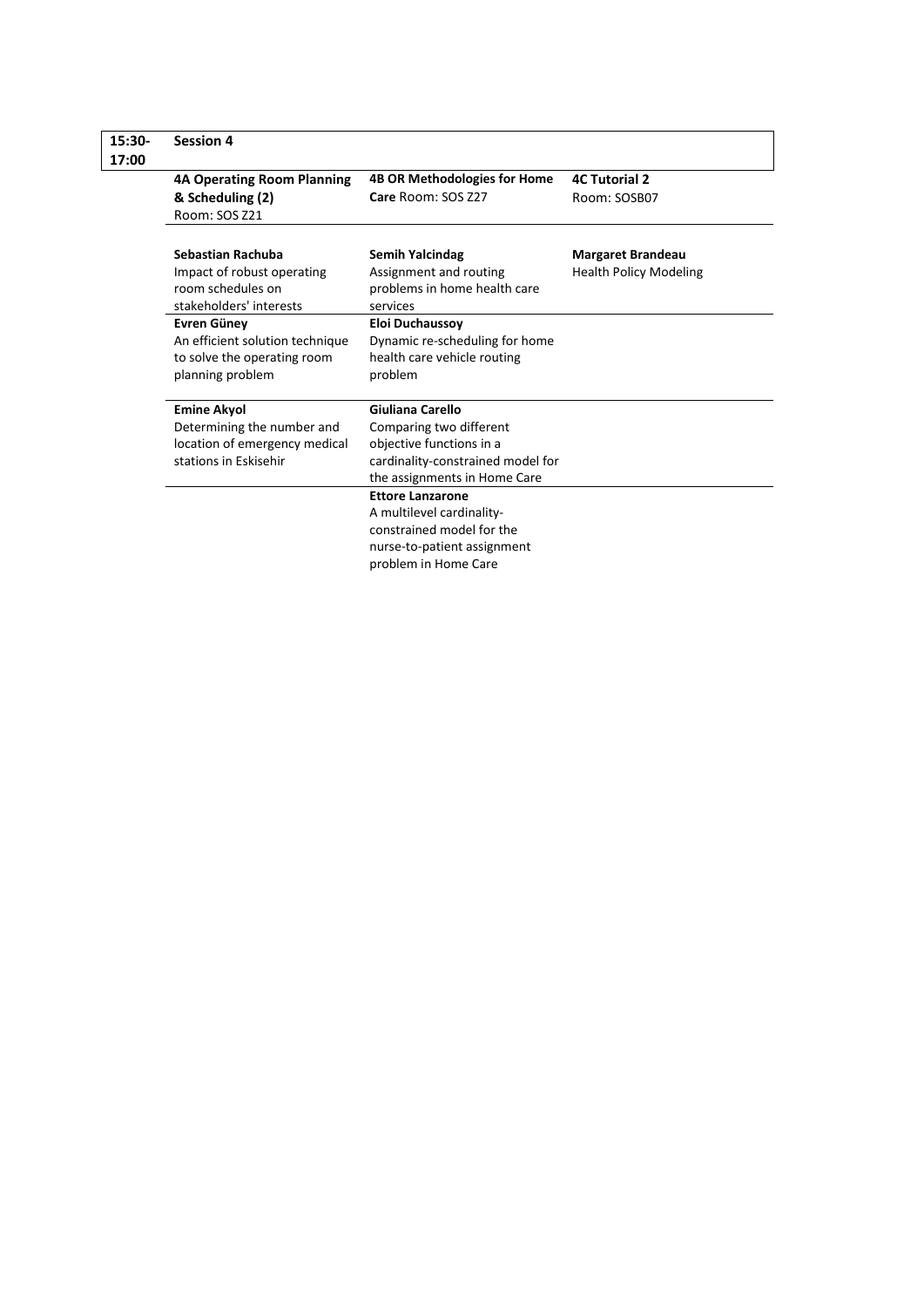| 15:30-17:00 | Session 4 | | |
|---|---|---|---|
| | **4A Operating Room Planning & Scheduling (2)** Room: SOS Z21 | **4B OR Methodologies for Home Care** Room: SOS Z27 | **4C Tutorial 2** Room: SOSB07 |
| | **Sebastian Rachuba** Impact of robust operating room schedules on stakeholders' interests | **Semih Yalcindag** Assignment and routing problems in home health care services | **Margaret Brandeau** Health Policy Modeling |
| | **Evren Güney** An efficient solution technique to solve the operating room planning problem | **Eloi Duchaussoy** Dynamic re-scheduling for home health care vehicle routing problem | |
| | **Emine Akyol** Determining the number and location of emergency medical stations in Eskisehir | **Giuliana Carello** Comparing two different objective functions in a cardinality-constrained model for the assignments in Home Care | |
| | | **Ettore Lanzarone** A multilevel cardinality-constrained model for the nurse-to-patient assignment problem in Home Care | |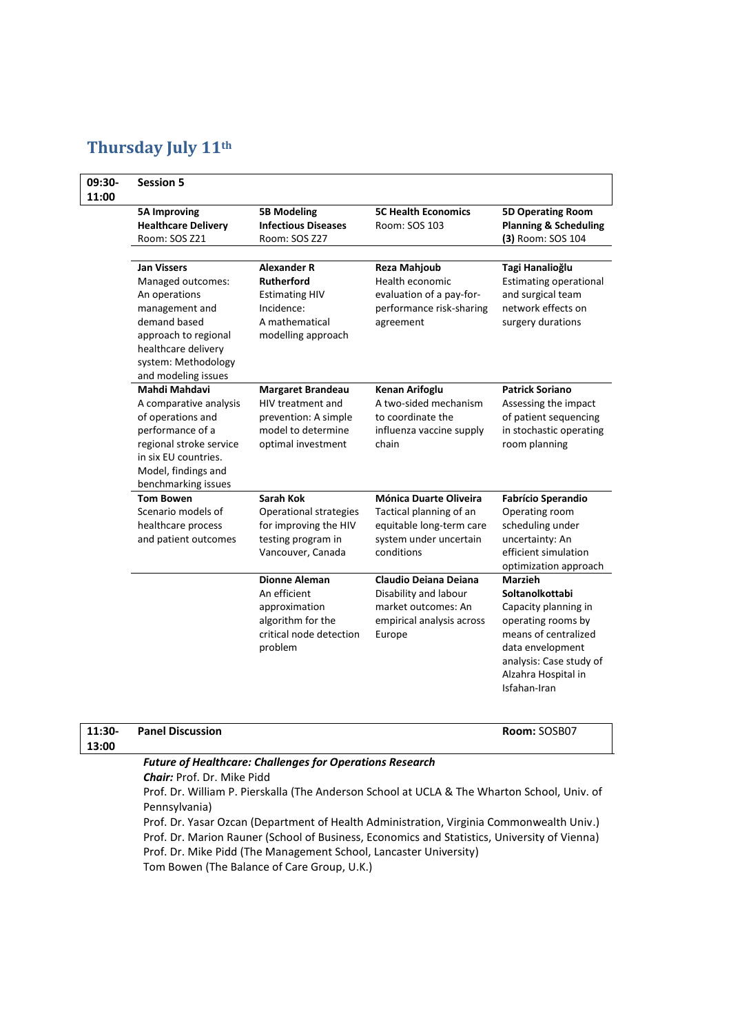# Thursday July 11th

| | | | | |
|---|---|---|---|---|
| **09:30-11:00** | **Session 5** | | | |
| | **5A Improving Healthcare Delivery** Room: SOS Z21 | **5B Modeling Infectious Diseases** Room: SOS Z27 | **5C Health Economics** Room: SOS 103 | **5D Operating Room Planning & Scheduling (3)** Room: SOS 104 |
| | **Jan Vissers** Managed outcomes: An operations management and demand based approach to regional healthcare delivery system: Methodology and modeling issues | **Alexander R Rutherford** Estimating HIV Incidence: A mathematical modelling approach | **Reza Mahjoub** Health economic evaluation of a pay-for-performance risk-sharing agreement | **Tagi Hanalioğlu** Estimating operational and surgical team network effects on surgery durations |
| | **Mahdi Mahdavi** A comparative analysis of operations and performance of a regional stroke service in six EU countries. Model, findings and benchmarking issues | **Margaret Brandeau** HIV treatment and prevention: A simple model to determine optimal investment | **Kenan Arifoglu** A two-sided mechanism to coordinate the influenza vaccine supply chain | **Patrick Soriano** Assessing the impact of patient sequencing in stochastic operating room planning |
| | **Tom Bowen** Scenario models of healthcare process and patient outcomes | **Sarah Kok** Operational strategies for improving the HIV testing program in Vancouver, Canada | **Mónica Duarte Oliveira** Tactical planning of an equitable long-term care system under uncertain conditions | **Fabrício Sperandio** Operating room scheduling under uncertainty: An efficient simulation optimization approach |
| | | **Dionne Aleman** An efficient approximation algorithm for the critical node detection problem | **Claudio Deiana Deiana** Disability and labour market outcomes: An empirical analysis across Europe | **Marzieh Soltanolkottabi** Capacity planning in operating rooms by means of centralized data envelopment analysis: Case study of Alzahra Hospital in Isfahan-Iran |

| | | |
|---|---|---|
| **11:30-13:00** | **Panel Discussion** | **Room:** SOSB07 |

***Future of Healthcare: Challenges for Operations Research***

***Chair:*** Prof. Dr. Mike Pidd

Prof. Dr. William P. Pierskalla (The Anderson School at UCLA & The Wharton School, Univ. of Pennsylvania)

Prof. Dr. Yasar Ozcan (Department of Health Administration, Virginia Commonwealth Univ.)

Prof. Dr. Marion Rauner (School of Business, Economics and Statistics, University of Vienna)

Prof. Dr. Mike Pidd (The Management School, Lancaster University)

Tom Bowen (The Balance of Care Group, U.K.)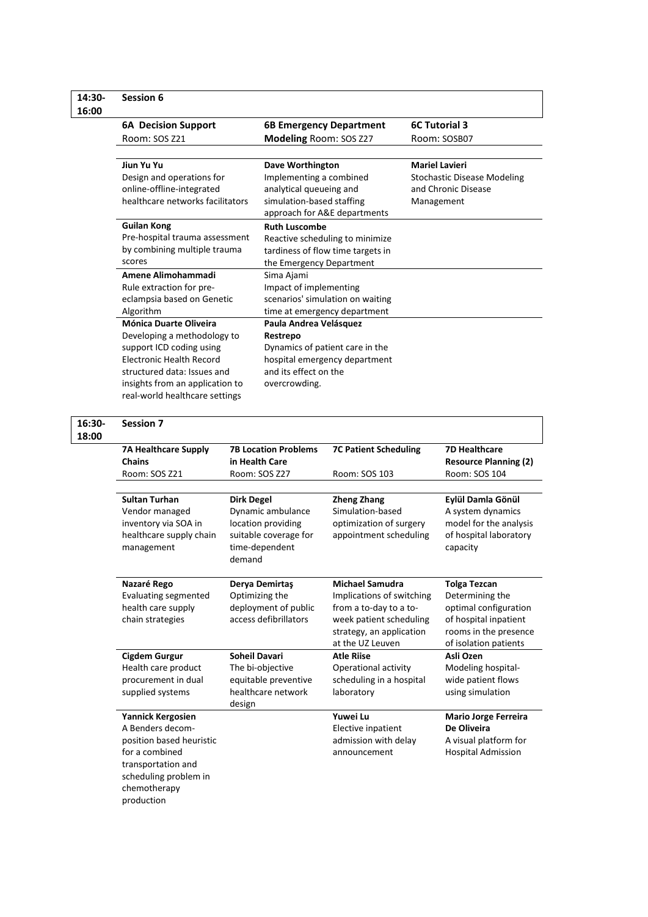**14:30-16:00** **Session 6**

| 6A Decision Support<br>Room: SOS Z21 | 6B Emergency Department Modeling Room: SOS Z27 | 6C Tutorial 3<br>Room: SOSB07 |
|---|---|---|
| **Jiun Yu Yu**<br>Design and operations for online-offline-integrated healthcare networks facilitators | **Dave Worthington**<br>Implementing a combined analytical queueing and simulation-based staffing approach for A&E departments | **Mariel Lavieri**<br>Stochastic Disease Modeling and Chronic Disease Management |
| **Guilan Kong**<br>Pre-hospital trauma assessment by combining multiple trauma scores | **Ruth Luscombe**<br>Reactive scheduling to minimize tardiness of flow time targets in the Emergency Department | |
| **Amene Alimohammadi**<br>Rule extraction for pre-eclampsia based on Genetic Algorithm | Sima Ajami<br>Impact of implementing scenarios' simulation on waiting time at emergency department | |
| **Mónica Duarte Oliveira**<br>Developing a methodology to support ICD coding using Electronic Health Record structured data: Issues and insights from an application to real-world healthcare settings | **Paula Andrea Velásquez Restrepo**<br>Dynamics of patient care in the hospital emergency department and its effect on the overcrowding. | |

**16:30-18:00** **Session 7**

| 7A Healthcare Supply Chains<br>Room: SOS Z21 | 7B Location Problems in Health Care<br>Room: SOS Z27 | 7C Patient Scheduling<br>Room: SOS 103 | 7D Healthcare Resource Planning (2)<br>Room: SOS 104 |
|---|---|---|---|
| **Sultan Turhan**<br>Vendor managed inventory via SOA in healthcare supply chain management | **Dirk Degel**<br>Dynamic ambulance location providing suitable coverage for time-dependent demand | **Zheng Zhang**<br>Simulation-based optimization of surgery appointment scheduling | **Eylül Damla Gönül**<br>A system dynamics model for the analysis of hospital laboratory capacity |
| **Nazaré Rego**<br>Evaluating segmented health care supply chain strategies | **Derya Demirtaş**<br>Optimizing the deployment of public access defibrillators | **Michael Samudra**<br>Implications of switching from a to-day to a to-week patient scheduling strategy, an application at the UZ Leuven | **Tolga Tezcan**<br>Determining the optimal configuration of hospital inpatient rooms in the presence of isolation patients |
| **Cigdem Gurgur**<br>Health care product procurement in dual supplied systems | **Soheil Davari**<br>The bi-objective equitable preventive healthcare network design | **Atle Riise**<br>Operational activity scheduling in a hospital laboratory | **Asli Ozen**<br>Modeling hospital-wide patient flows using simulation |
| **Yannick Kergosien**<br>A Benders decom-position based heuristic for a combined transportation and scheduling problem in chemotherapy production | | **Yuwei Lu**<br>Elective inpatient admission with delay announcement | **Mario Jorge Ferreira De Oliveira**<br>A visual platform for Hospital Admission |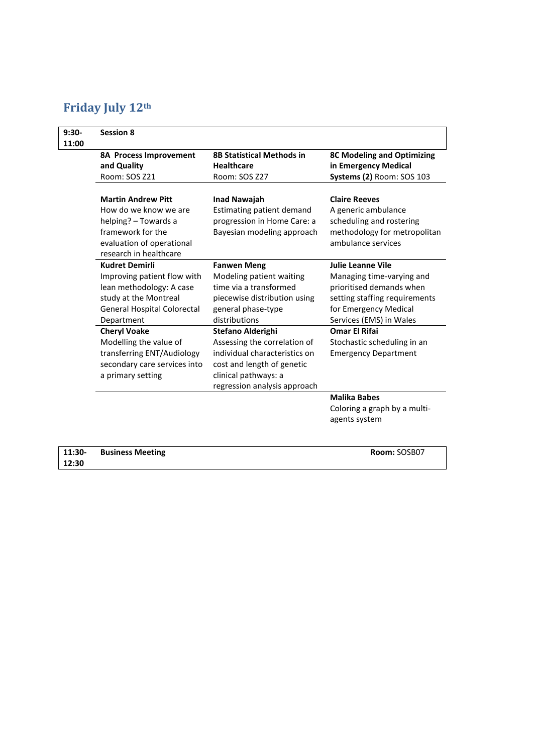## Friday July 12th

| | | | |
|---|---|---|---|
| **9:30-11:00** | **Session 8** | | |
| | **8A Process Improvement and Quality** Room: SOS Z21 | **8B Statistical Methods in Healthcare** Room: SOS Z27 | **8C Modeling and Optimizing in Emergency Medical Systems (2)** Room: SOS 103 |
| | **Martin Andrew Pitt** How do we know we are helping? – Towards a framework for the evaluation of operational research in healthcare | **Inad Nawajah** Estimating patient demand progression in Home Care: a Bayesian modeling approach | **Claire Reeves** A generic ambulance scheduling and rostering methodology for metropolitan ambulance services |
| | **Kudret Demirli** Improving patient flow with lean methodology: A case study at the Montreal General Hospital Colorectal Department | **Fanwen Meng** Modeling patient waiting time via a transformed piecewise distribution using general phase-type distributions | **Julie Leanne Vile** Managing time-varying and prioritised demands when setting staffing requirements for Emergency Medical Services (EMS) in Wales |
| | **Cheryl Voake** Modelling the value of transferring ENT/Audiology secondary care services into a primary setting | **Stefano Alderighi** Assessing the correlation of individual characteristics on cost and length of genetic clinical pathways: a regression analysis approach | **Omar El Rifai** Stochastic scheduling in an Emergency Department |
| | | | **Malika Babes** Coloring a graph by a multi-agents system |

| | | |
|---|---|---|
| **11:30-12:30** | **Business Meeting** | **Room:** SOSB07 |